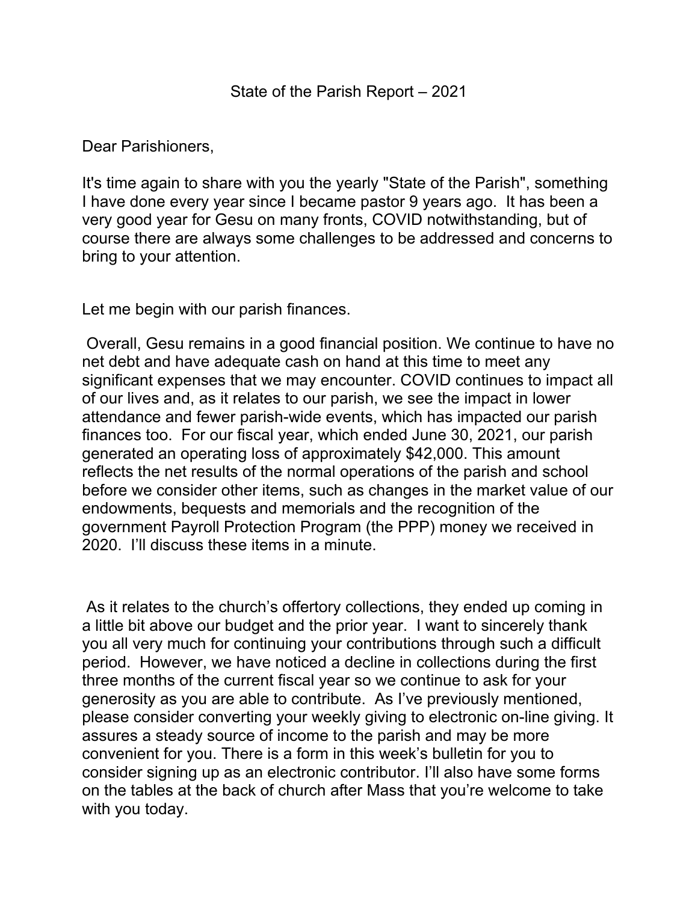# State of the Parish Report – 2021

Dear Parishioners,

It's time again to share with you the yearly "State of the Parish", something I have done every year since I became pastor 9 years ago. It has been a very good year for Gesu on many fronts, COVID notwithstanding, but of course there are always some challenges to be addressed and concerns to bring to your attention.

Let me begin with our parish finances.

Overall, Gesu remains in a good financial position. We continue to have no net debt and have adequate cash on hand at this time to meet any significant expenses that we may encounter. COVID continues to impact all of our lives and, as it relates to our parish, we see the impact in lower attendance and fewer parish-wide events, which has impacted our parish finances too. For our fiscal year, which ended June 30, 2021, our parish generated an operating loss of approximately $42,000. This amount reflects the net results of the normal operations of the parish and school before we consider other items, such as changes in the market value of our endowments, bequests and memorials and the recognition of the government Payroll Protection Program (the PPP) money we received in 2020. I'll discuss these items in a minute.

As it relates to the church's offertory collections, they ended up coming in a little bit above our budget and the prior year. I want to sincerely thank you all very much for continuing your contributions through such a difficult period. However, we have noticed a decline in collections during the first three months of the current fiscal year so we continue to ask for your generosity as you are able to contribute. As I've previously mentioned, please consider converting your weekly giving to electronic on-line giving. It assures a steady source of income to the parish and may be more convenient for you. There is a form in this week's bulletin for you to consider signing up as an electronic contributor. I'll also have some forms on the tables at the back of church after Mass that you're welcome to take with you today.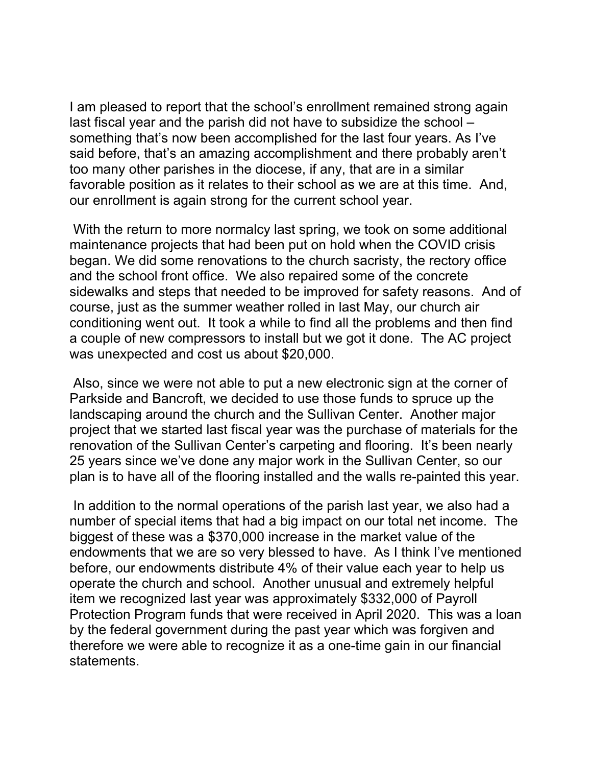I am pleased to report that the school's enrollment remained strong again last fiscal year and the parish did not have to subsidize the school – something that's now been accomplished for the last four years. As I've said before, that's an amazing accomplishment and there probably aren't too many other parishes in the diocese, if any, that are in a similar favorable position as it relates to their school as we are at this time. And, our enrollment is again strong for the current school year.

With the return to more normalcy last spring, we took on some additional maintenance projects that had been put on hold when the COVID crisis began. We did some renovations to the church sacristy, the rectory office and the school front office. We also repaired some of the concrete sidewalks and steps that needed to be improved for safety reasons. And of course, just as the summer weather rolled in last May, our church air conditioning went out. It took a while to find all the problems and then find a couple of new compressors to install but we got it done. The AC project was unexpected and cost us about $20,000.

Also, since we were not able to put a new electronic sign at the corner of Parkside and Bancroft, we decided to use those funds to spruce up the landscaping around the church and the Sullivan Center. Another major project that we started last fiscal year was the purchase of materials for the renovation of the Sullivan Center's carpeting and flooring. It's been nearly 25 years since we've done any major work in the Sullivan Center, so our plan is to have all of the flooring installed and the walls re-painted this year.

In addition to the normal operations of the parish last year, we also had a number of special items that had a big impact on our total net income. The biggest of these was a $370,000 increase in the market value of the endowments that we are so very blessed to have. As I think I've mentioned before, our endowments distribute 4% of their value each year to help us operate the church and school. Another unusual and extremely helpful item we recognized last year was approximately $332,000 of Payroll Protection Program funds that were received in April 2020. This was a loan by the federal government during the past year which was forgiven and therefore we were able to recognize it as a one-time gain in our financial statements.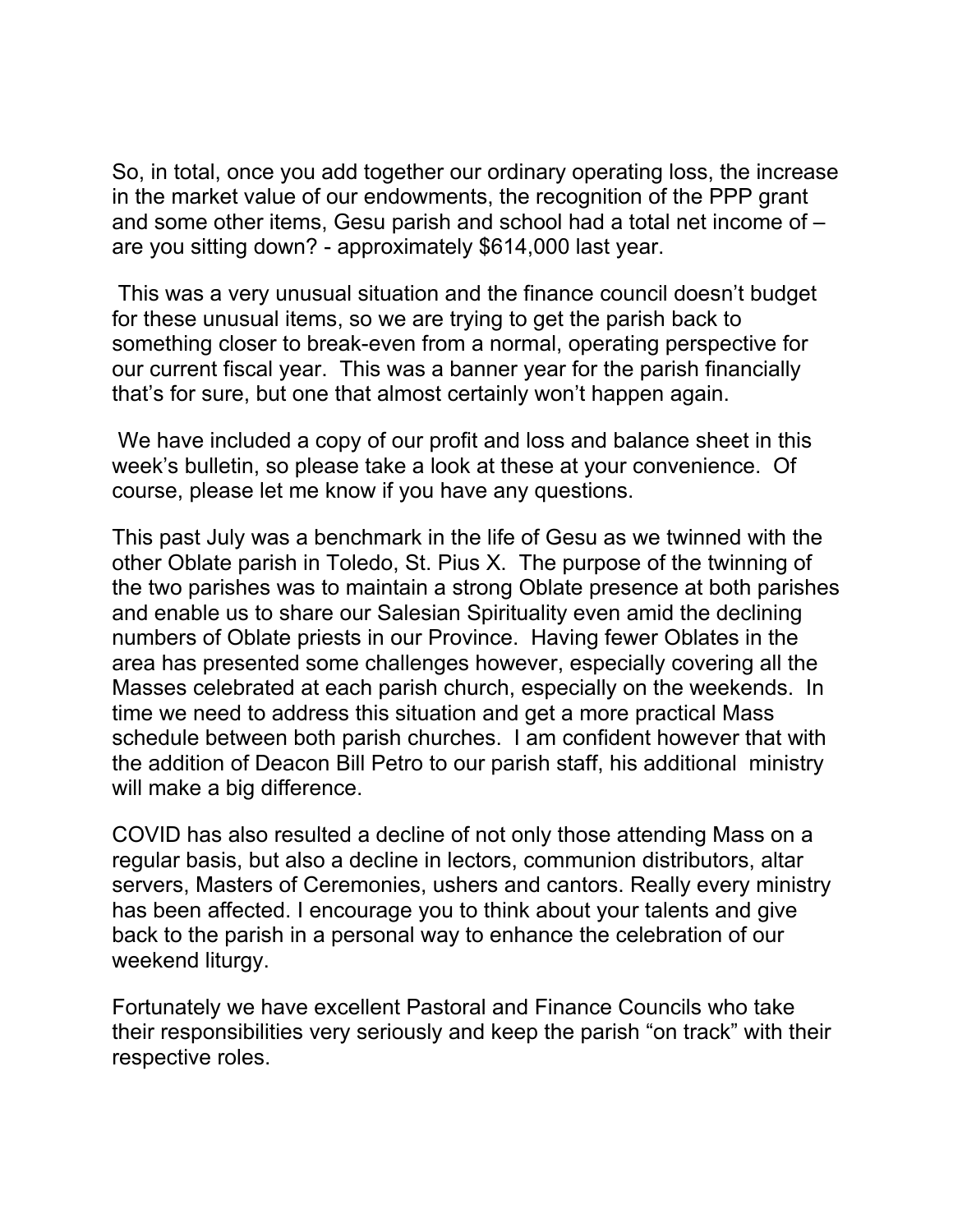So, in total, once you add together our ordinary operating loss, the increase in the market value of our endowments, the recognition of the PPP grant and some other items, Gesu parish and school had a total net income of – are you sitting down? - approximately $614,000 last year.

This was a very unusual situation and the finance council doesn't budget for these unusual items, so we are trying to get the parish back to something closer to break-even from a normal, operating perspective for our current fiscal year. This was a banner year for the parish financially that's for sure, but one that almost certainly won't happen again.

We have included a copy of our profit and loss and balance sheet in this week's bulletin, so please take a look at these at your convenience. Of course, please let me know if you have any questions.

This past July was a benchmark in the life of Gesu as we twinned with the other Oblate parish in Toledo, St. Pius X. The purpose of the twinning of the two parishes was to maintain a strong Oblate presence at both parishes and enable us to share our Salesian Spirituality even amid the declining numbers of Oblate priests in our Province. Having fewer Oblates in the area has presented some challenges however, especially covering all the Masses celebrated at each parish church, especially on the weekends. In time we need to address this situation and get a more practical Mass schedule between both parish churches. I am confident however that with the addition of Deacon Bill Petro to our parish staff, his additional ministry will make a big difference.

COVID has also resulted a decline of not only those attending Mass on a regular basis, but also a decline in lectors, communion distributors, altar servers, Masters of Ceremonies, ushers and cantors. Really every ministry has been affected. I encourage you to think about your talents and give back to the parish in a personal way to enhance the celebration of our weekend liturgy.

Fortunately we have excellent Pastoral and Finance Councils who take their responsibilities very seriously and keep the parish "on track" with their respective roles.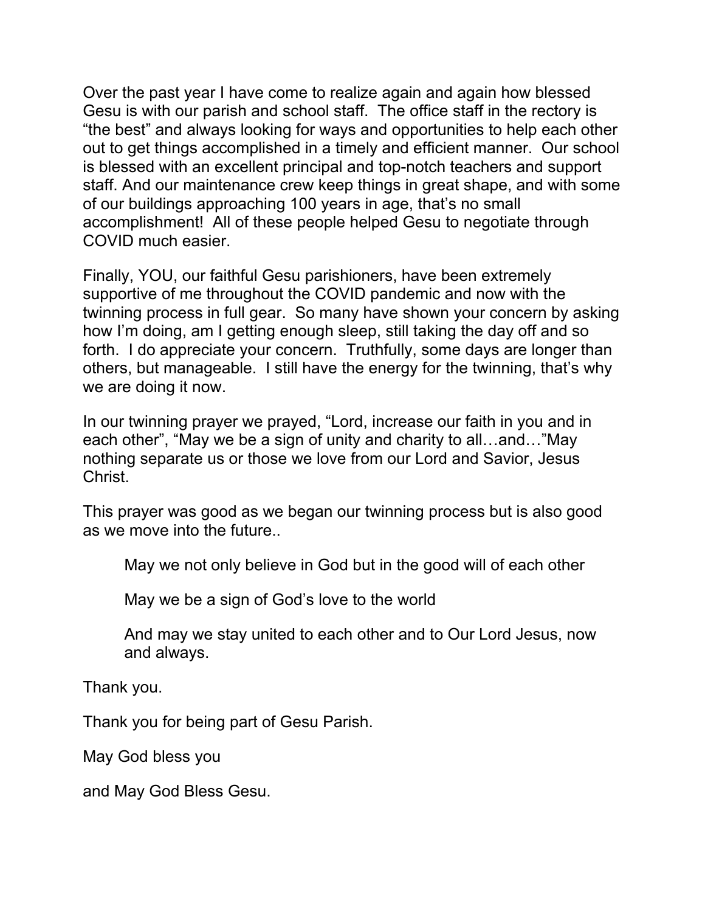Over the past year I have come to realize again and again how blessed Gesu is with our parish and school staff. The office staff in the rectory is “the best” and always looking for ways and opportunities to help each other out to get things accomplished in a timely and efficient manner. Our school is blessed with an excellent principal and top-notch teachers and support staff. And our maintenance crew keep things in great shape, and with some of our buildings approaching 100 years in age, that’s no small accomplishment! All of these people helped Gesu to negotiate through COVID much easier.

Finally, YOU, our faithful Gesu parishioners, have been extremely supportive of me throughout the COVID pandemic and now with the twinning process in full gear. So many have shown your concern by asking how I’m doing, am I getting enough sleep, still taking the day off and so forth. I do appreciate your concern. Truthfully, some days are longer than others, but manageable. I still have the energy for the twinning, that’s why we are doing it now.

In our twinning prayer we prayed, “Lord, increase our faith in you and in each other”, “May we be a sign of unity and charity to all…and…”May nothing separate us or those we love from our Lord and Savior, Jesus Christ.

This prayer was good as we began our twinning process but is also good as we move into the future..

> May we not only believe in God but in the good will of each other
>
> May we be a sign of God’s love to the world
>
> And may we stay united to each other and to Our Lord Jesus, now and always.

Thank you.

Thank you for being part of Gesu Parish.

May God bless you

and May God Bless Gesu.